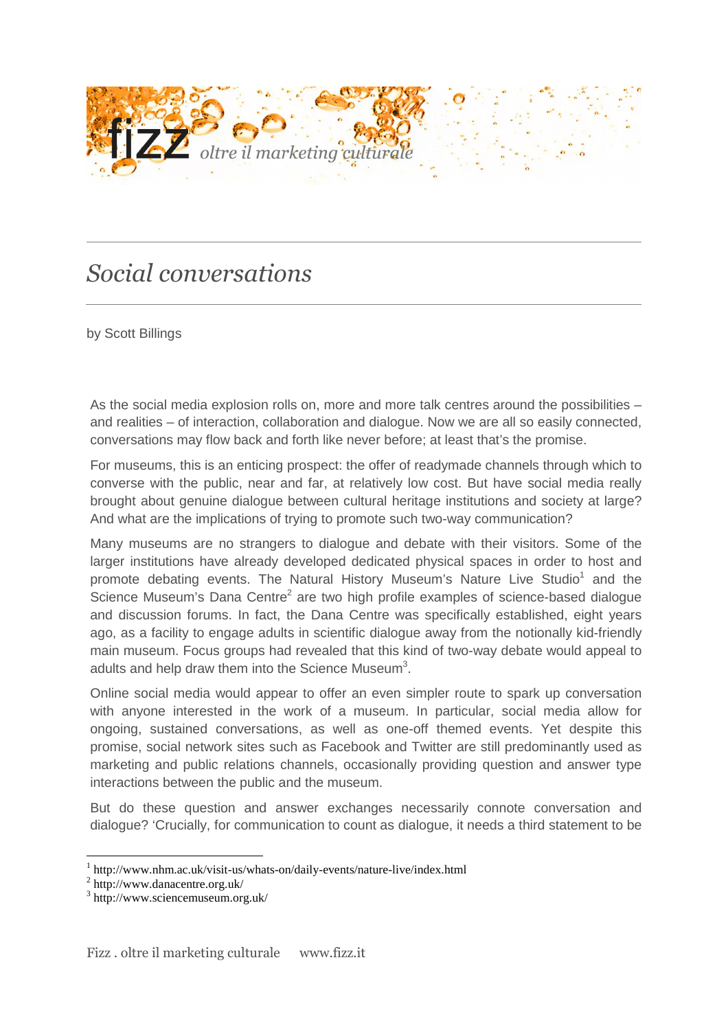# *Social conversations*

by Scott Billings

As the social media explosion rolls on, more and more talk centres around the possibilities – and realities – of interaction, collaboration and dialogue. Now we are all so easily connected, conversations may flow back and forth like never before; at least that's the promise.

For museums, this is an enticing prospect: the offer of readymade channels through which to converse with the public, near and far, at relatively low cost. But have social media really brought about genuine dialogue between cultural heritage institutions and society at large? And what are the implications of trying to promote such two-way communication?

Many museums are no strangers to dialogue and debate with their visitors. Some of the larger institutions have already developed dedicated physical spaces in order to host and promote debating events. The Natural History Museum's Nature Live Studio[1] and the Science Museum's Dana Centre[2] are two high profile examples of science-based dialogue and discussion forums. In fact, the Dana Centre was specifically established, eight years ago, as a facility to engage adults in scientific dialogue away from the notionally kid-friendly main museum. Focus groups had revealed that this kind of two-way debate would appeal to adults and help draw them into the Science Museum[3].

Online social media would appear to offer an even simpler route to spark up conversation with anyone interested in the work of a museum. In particular, social media allow for ongoing, sustained conversations, as well as one-off themed events. Yet despite this promise, social network sites such as Facebook and Twitter are still predominantly used as marketing and public relations channels, occasionally providing question and answer type interactions between the public and the museum.

But do these question and answer exchanges necessarily connote conversation and dialogue? 'Crucially, for communication to count as dialogue, it needs a third statement to be

---

[1] http://www.nhm.ac.uk/visit-us/whats-on/daily-events/nature-live/index.html

[2] http://www.danacentre.org.uk/

[3] http://www.sciencemuseum.org.uk/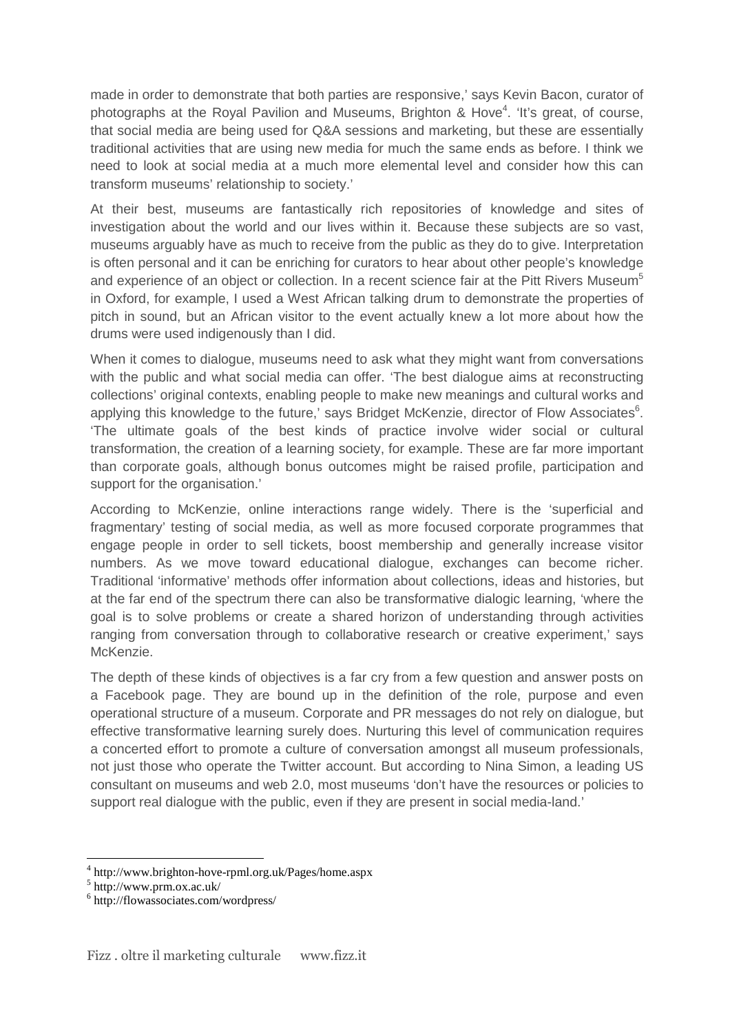made in order to demonstrate that both parties are responsive,' says Kevin Bacon, curator of photographs at the Royal Pavilion and Museums, Brighton & Hove[4]. 'It's great, of course, that social media are being used for Q&A sessions and marketing, but these are essentially traditional activities that are using new media for much the same ends as before. I think we need to look at social media at a much more elemental level and consider how this can transform museums' relationship to society.'

At their best, museums are fantastically rich repositories of knowledge and sites of investigation about the world and our lives within it. Because these subjects are so vast, museums arguably have as much to receive from the public as they do to give. Interpretation is often personal and it can be enriching for curators to hear about other people's knowledge and experience of an object or collection. In a recent science fair at the Pitt Rivers Museum[5] in Oxford, for example, I used a West African talking drum to demonstrate the properties of pitch in sound, but an African visitor to the event actually knew a lot more about how the drums were used indigenously than I did.

When it comes to dialogue, museums need to ask what they might want from conversations with the public and what social media can offer. 'The best dialogue aims at reconstructing collections' original contexts, enabling people to make new meanings and cultural works and applying this knowledge to the future,' says Bridget McKenzie, director of Flow Associates[6]. 'The ultimate goals of the best kinds of practice involve wider social or cultural transformation, the creation of a learning society, for example. These are far more important than corporate goals, although bonus outcomes might be raised profile, participation and support for the organisation.'

According to McKenzie, online interactions range widely. There is the 'superficial and fragmentary' testing of social media, as well as more focused corporate programmes that engage people in order to sell tickets, boost membership and generally increase visitor numbers. As we move toward educational dialogue, exchanges can become richer. Traditional 'informative' methods offer information about collections, ideas and histories, but at the far end of the spectrum there can also be transformative dialogic learning, 'where the goal is to solve problems or create a shared horizon of understanding through activities ranging from conversation through to collaborative research or creative experiment,' says McKenzie.

The depth of these kinds of objectives is a far cry from a few question and answer posts on a Facebook page. They are bound up in the definition of the role, purpose and even operational structure of a museum. Corporate and PR messages do not rely on dialogue, but effective transformative learning surely does. Nurturing this level of communication requires a concerted effort to promote a culture of conversation amongst all museum professionals, not just those who operate the Twitter account. But according to Nina Simon, a leading US consultant on museums and web 2.0, most museums 'don't have the resources or policies to support real dialogue with the public, even if they are present in social media-land.'

[4] http://www.brighton-hove-rpml.org.uk/Pages/home.aspx

[5] http://www.prm.ox.ac.uk/

[6] http://flowassociates.com/wordpress/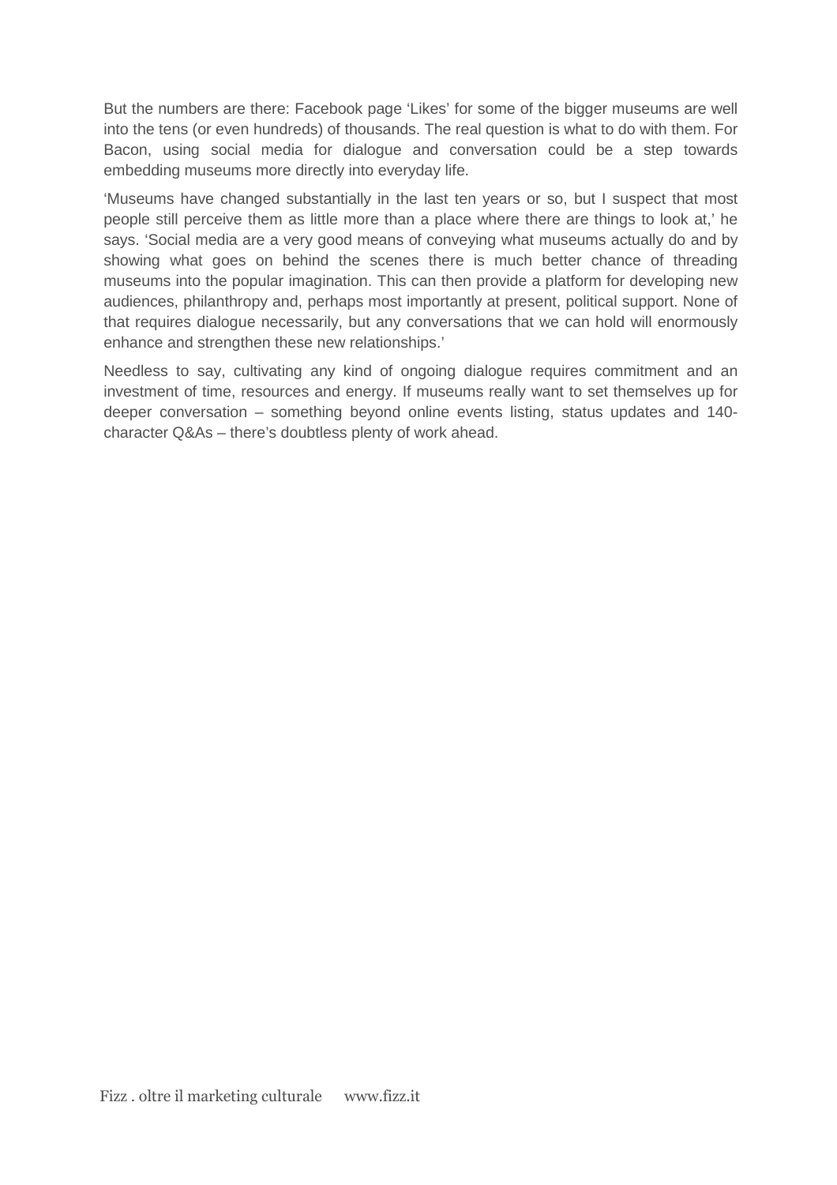But the numbers are there: Facebook page 'Likes' for some of the bigger museums are well into the tens (or even hundreds) of thousands. The real question is what to do with them. For Bacon, using social media for dialogue and conversation could be a step towards embedding museums more directly into everyday life.

'Museums have changed substantially in the last ten years or so, but I suspect that most people still perceive them as little more than a place where there are things to look at,' he says. 'Social media are a very good means of conveying what museums actually do and by showing what goes on behind the scenes there is much better chance of threading museums into the popular imagination. This can then provide a platform for developing new audiences, philanthropy and, perhaps most importantly at present, political support. None of that requires dialogue necessarily, but any conversations that we can hold will enormously enhance and strengthen these new relationships.'

Needless to say, cultivating any kind of ongoing dialogue requires commitment and an investment of time, resources and energy. If museums really want to set themselves up for deeper conversation – something beyond online events listing, status updates and 140-character Q&As – there's doubtless plenty of work ahead.